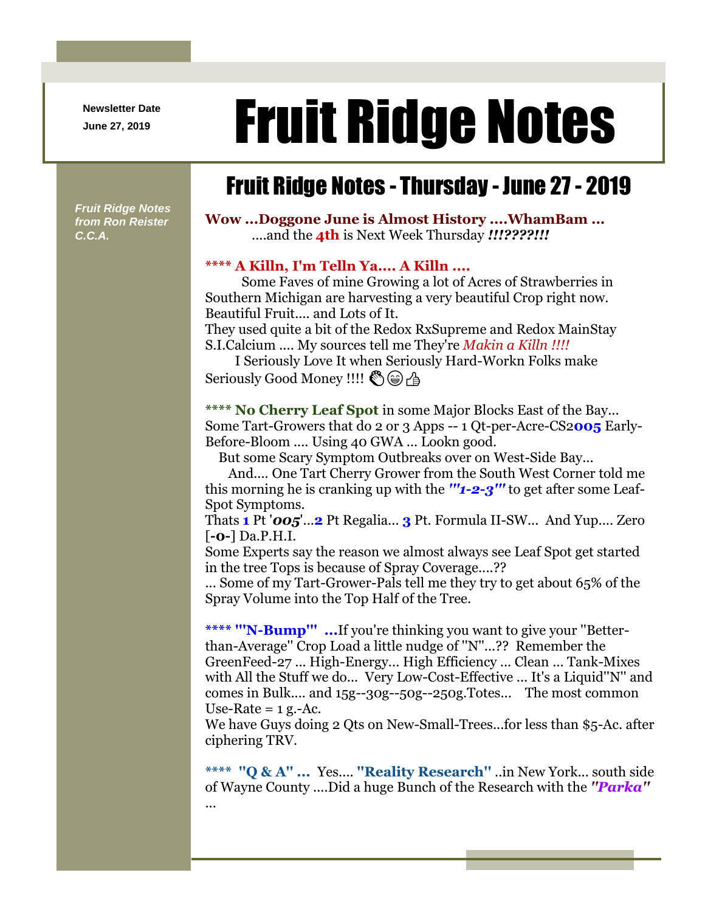Newsletter Date

June 27, 2019

# Fruit Ridge Notes

## Fruit Ridge Notes - Thursday - June 27 - 2019

*Fruit Ridge Notes from Ron Reister C.C.A.*

**Wow ...Doggone June is Almost History ....WhamBam ...**
....and the **4th** is Next Week Thursday ***!!!????!!!***

**\*\*\*\* A Killn, I'm Telln Ya.... A Killn ....**
Some Faves of mine Growing a lot of Acres of Strawberries in Southern Michigan are harvesting a very beautiful Crop right now. Beautiful Fruit.... and Lots of It.
They used quite a bit of the Redox RxSupreme and Redox MainStay S.I.Calcium .... My sources tell me They're *Makin a Killn !!!!*
I Seriously Love It when Seriously Hard-Workn Folks make Seriously Good Money !!!! 👏😁👍

**\*\*\*\* No Cherry Leaf Spot** in some Major Blocks East of the Bay... Some Tart-Growers that do 2 or 3 Apps -- 1 Qt-per-Acre-CS2**005** Early-Before-Bloom .... Using 40 GWA ... Lookn good.
But some Scary Symptom Outbreaks over on West-Side Bay...
And.... One Tart Cherry Grower from the South West Corner told me this morning he is cranking up with the ***"'1-2-3"'*** to get after some Leaf-Spot Symptoms.
Thats **1** Pt '***005***'...**2** Pt Regalia... **3** Pt. Formula II-SW... And Yup.... Zero [**-0-**] Da.P.H.I.
Some Experts say the reason we almost always see Leaf Spot get started in the tree Tops is because of Spray Coverage....??
... Some of my Tart-Grower-Pals tell me they try to get about 65% of the Spray Volume into the Top Half of the Tree.

**\*\*\*\* "'N-Bump"' ...**If you're thinking you want to give your "Better-than-Average" Crop Load a little nudge of "N"...?? Remember the GreenFeed-27 ... High-Energy... High Efficiency ... Clean ... Tank-Mixes with All the Stuff we do... Very Low-Cost-Effective ... It's a Liquid"N" and comes in Bulk.... and 15g--30g--50g--250g.Totes... The most common Use-Rate = 1 g.-Ac.
We have Guys doing 2 Qts on New-Small-Trees...for less than $5-Ac. after ciphering TRV.

**\*\*\*\* "Q & A" ...** Yes.... **"Reality Research"** ..in New York... south side of Wayne County ....Did a huge Bunch of the Research with the ***"Parka"*** ...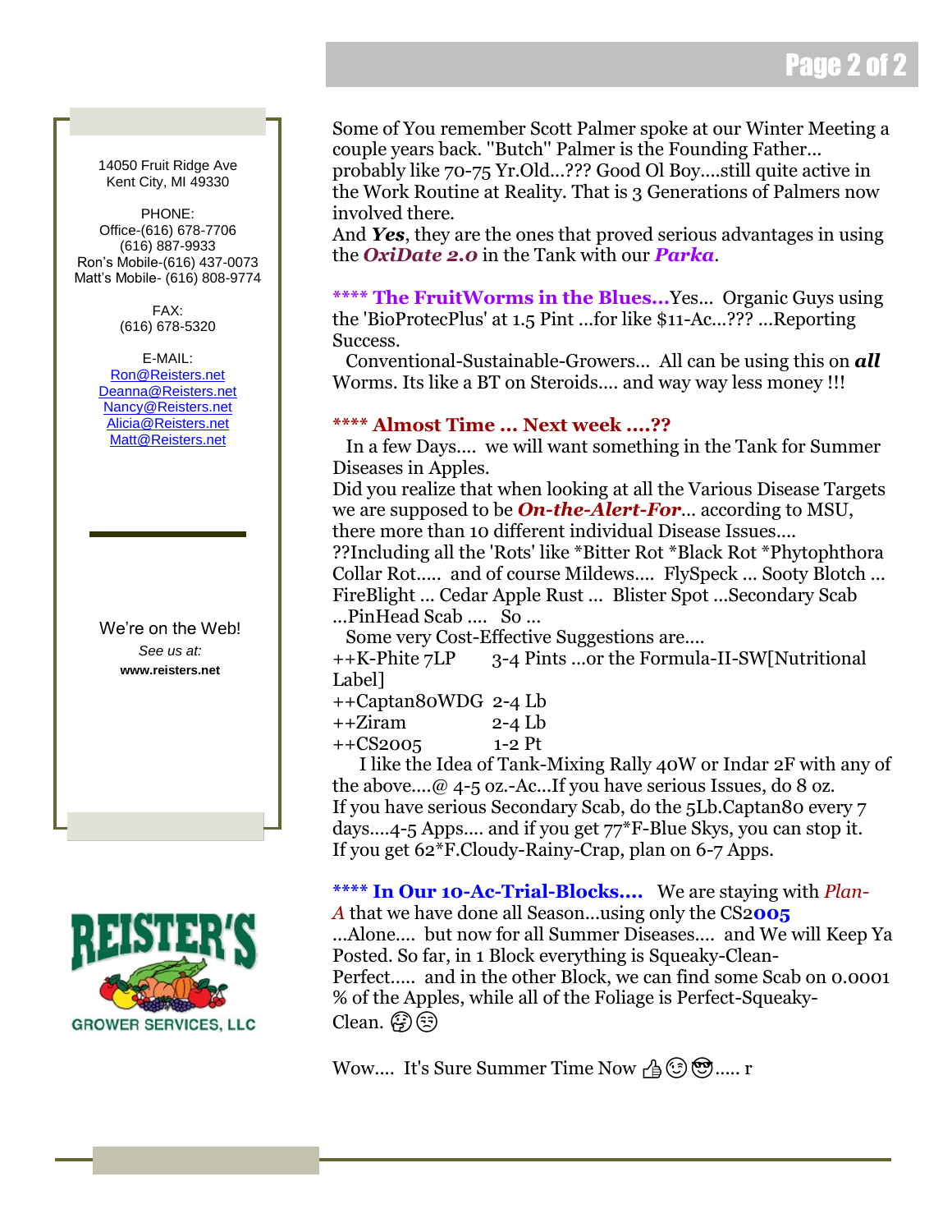14050 Fruit Ridge Ave
Kent City, MI 49330

PHONE:
Office-(616) 678-7706
(616) 887-9933
Ron's Mobile-(616) 437-0073
Matt's Mobile- (616) 808-9774

FAX:
(616) 678-5320

E-MAIL:
Ron@Reisters.net
Deanna@Reisters.net
Nancy@Reisters.net
Alicia@Reisters.net
Matt@Reisters.net

We're on the Web!
*See us at:*
**www.reisters.net**

REISTER'S GROWER SERVICES, LLC

Some of You remember Scott Palmer spoke at our Winter Meeting a couple years back. "Butch" Palmer is the Founding Father... probably like 70-75 Yr.Old...??? Good Ol Boy....still quite active in the Work Routine at Reality. That is 3 Generations of Palmers now involved there.
And ***Yes***, they are the ones that proved serious advantages in using the ***OxiDate 2.0*** in the Tank with our ***Parka***.

**\*\*\*\* The FruitWorms in the Blues...**Yes... Organic Guys using the 'BioProtecPlus' at 1.5 Pint ...for like $11-Ac...??? ...Reporting Success.
Conventional-Sustainable-Growers... All can be using this on ***all*** Worms. Its like a BT on Steroids.... and way way less money !!!

**\*\*\*\* Almost Time ... Next week ....??**
In a few Days.... we will want something in the Tank for Summer Diseases in Apples.
Did you realize that when looking at all the Various Disease Targets we are supposed to be ***On-the-Alert-For***... according to MSU, there more than 10 different individual Disease Issues....
??Including all the 'Rots' like *Bitter Rot *Black Rot *Phytophthora Collar Rot..... and of course Mildews.... FlySpeck ... Sooty Blotch ... FireBlight ... Cedar Apple Rust ... Blister Spot ...Secondary Scab ...PinHead Scab .... So ...
Some very Cost-Effective Suggestions are....
++K-Phite 7LP 3-4 Pints ...or the Formula-II-SW[Nutritional Label]
++Captan80WDG 2-4 Lb
++Ziram 2-4 Lb
++CS2005 1-2 Pt
I like the Idea of Tank-Mixing Rally 40W or Indar 2F with any of the above....@ 4-5 oz.-Ac...If you have serious Issues, do 8 oz.
If you have serious Secondary Scab, do the 5Lb.Captan80 every 7 days....4-5 Apps.... and if you get 77*F-Blue Skys, you can stop it.
If you get 62*F.Cloudy-Rainy-Crap, plan on 6-7 Apps.

**\*\*\*\* In Our 10-Ac-Trial-Blocks....** We are staying with *Plan-A* that we have done all Season...using only the CS2**005** ...Alone.... but now for all Summer Diseases.... and We will Keep Ya Posted. So far, in 1 Block everything is Squeaky-Clean-Perfect..... and in the other Block, we can find some Scab on 0.0001 % of the Apples, while all of the Foliage is Perfect-Squeaky-Clean. 😲😒

Wow.... It's Sure Summer Time Now 👍😉😎..... r